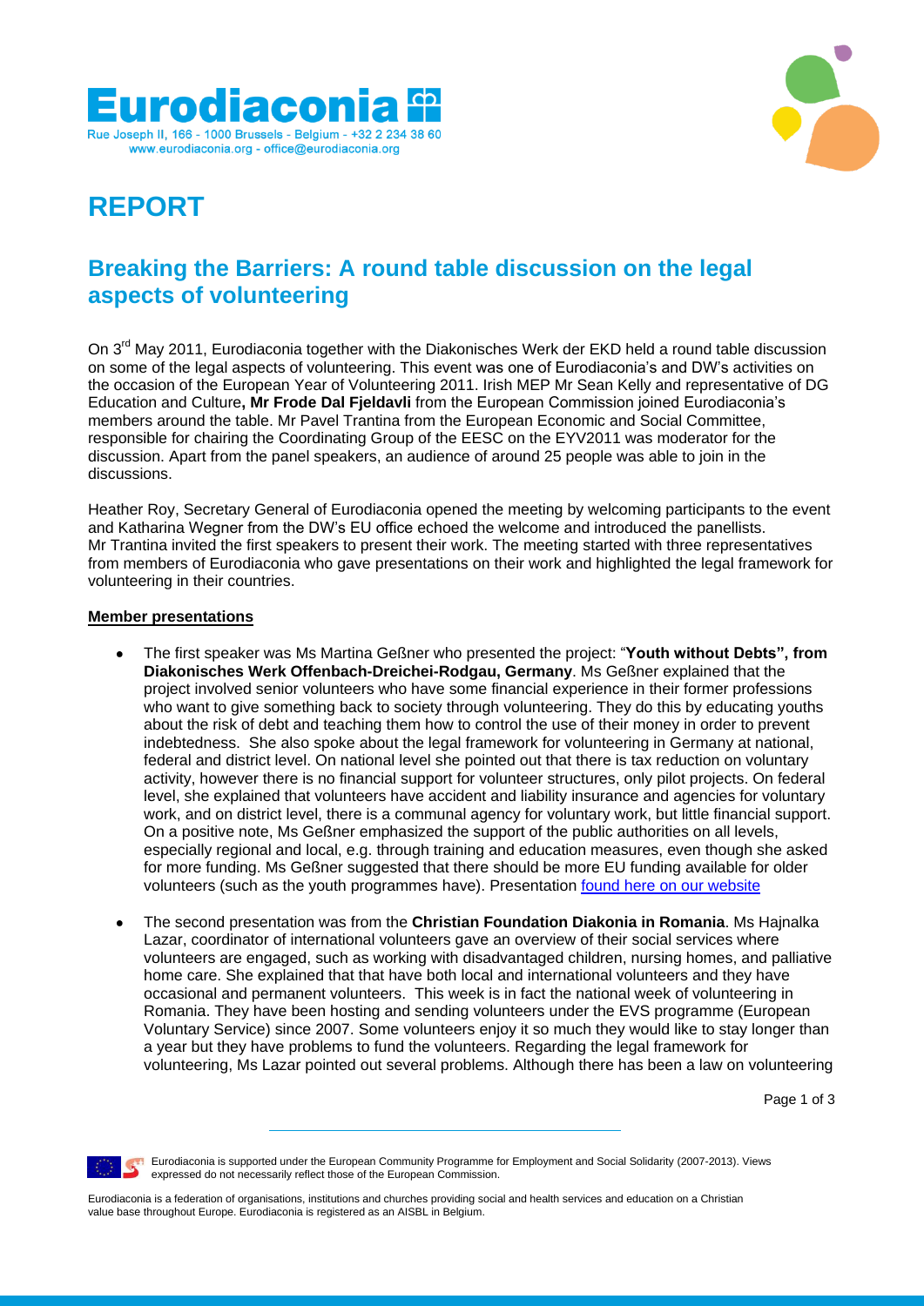# Eurodiaconia

Rue Joseph II, 166 - 1000 Brussels - Belgium - +32 2 234 38 60
www.eurodiaconia.org - office@eurodiaconia.org

# REPORT

## Breaking the Barriers: A round table discussion on the legal aspects of volunteering

On 3rd May 2011, Eurodiaconia together with the Diakonisches Werk der EKD held a round table discussion on some of the legal aspects of volunteering. This event was one of Eurodiaconia's and DW's activities on the occasion of the European Year of Volunteering 2011. Irish MEP Mr Sean Kelly and representative of DG Education and Culture**, Mr Frode Dal Fjeldavli** from the European Commission joined Eurodiaconia's members around the table. Mr Pavel Trantina from the European Economic and Social Committee, responsible for chairing the Coordinating Group of the EESC on the EYV2011 was moderator for the discussion. Apart from the panel speakers, an audience of around 25 people was able to join in the discussions.

Heather Roy, Secretary General of Eurodiaconia opened the meeting by welcoming participants to the event and Katharina Wegner from the DW's EU office echoed the welcome and introduced the panellists. Mr Trantina invited the first speakers to present their work. The meeting started with three representatives from members of Eurodiaconia who gave presentations on their work and highlighted the legal framework for volunteering in their countries.

**Member presentations**

- The first speaker was Ms Martina Geßner who presented the project: "**Youth without Debts", from Diakonisches Werk Offenbach-Dreichei-Rodgau, Germany**. Ms Geßner explained that the project involved senior volunteers who have some financial experience in their former professions who want to give something back to society through volunteering. They do this by educating youths about the risk of debt and teaching them how to control the use of their money in order to prevent indebtedness. She also spoke about the legal framework for volunteering in Germany at national, federal and district level. On national level she pointed out that there is tax reduction on voluntary activity, however there is no financial support for volunteer structures, only pilot projects. On federal level, she explained that volunteers have accident and liability insurance and agencies for voluntary work, and on district level, there is a communal agency for voluntary work, but little financial support. On a positive note, Ms Geßner emphasized the support of the public authorities on all levels, especially regional and local, e.g. through training and education measures, even though she asked for more funding. Ms Geßner suggested that there should be more EU funding available for older volunteers (such as the youth programmes have). Presentation found here on our website

- The second presentation was from the **Christian Foundation Diakonia in Romania**. Ms Hajnalka Lazar, coordinator of international volunteers gave an overview of their social services where volunteers are engaged, such as working with disadvantaged children, nursing homes, and palliative home care. She explained that that have both local and international volunteers and they have occasional and permanent volunteers. This week is in fact the national week of volunteering in Romania. They have been hosting and sending volunteers under the EVS programme (European Voluntary Service) since 2007. Some volunteers enjoy it so much they would like to stay longer than a year but they have problems to fund the volunteers. Regarding the legal framework for volunteering, Ms Lazar pointed out several problems. Although there has been a law on volunteering

Eurodiaconia is supported under the European Community Programme for Employment and Social Solidarity (2007-2013). Views expressed do not necessarily reflect those of the European Commission.

Eurodiaconia is a federation of organisations, institutions and churches providing social and health services and education on a Christian value base throughout Europe. Eurodiaconia is registered as an AISBL in Belgium.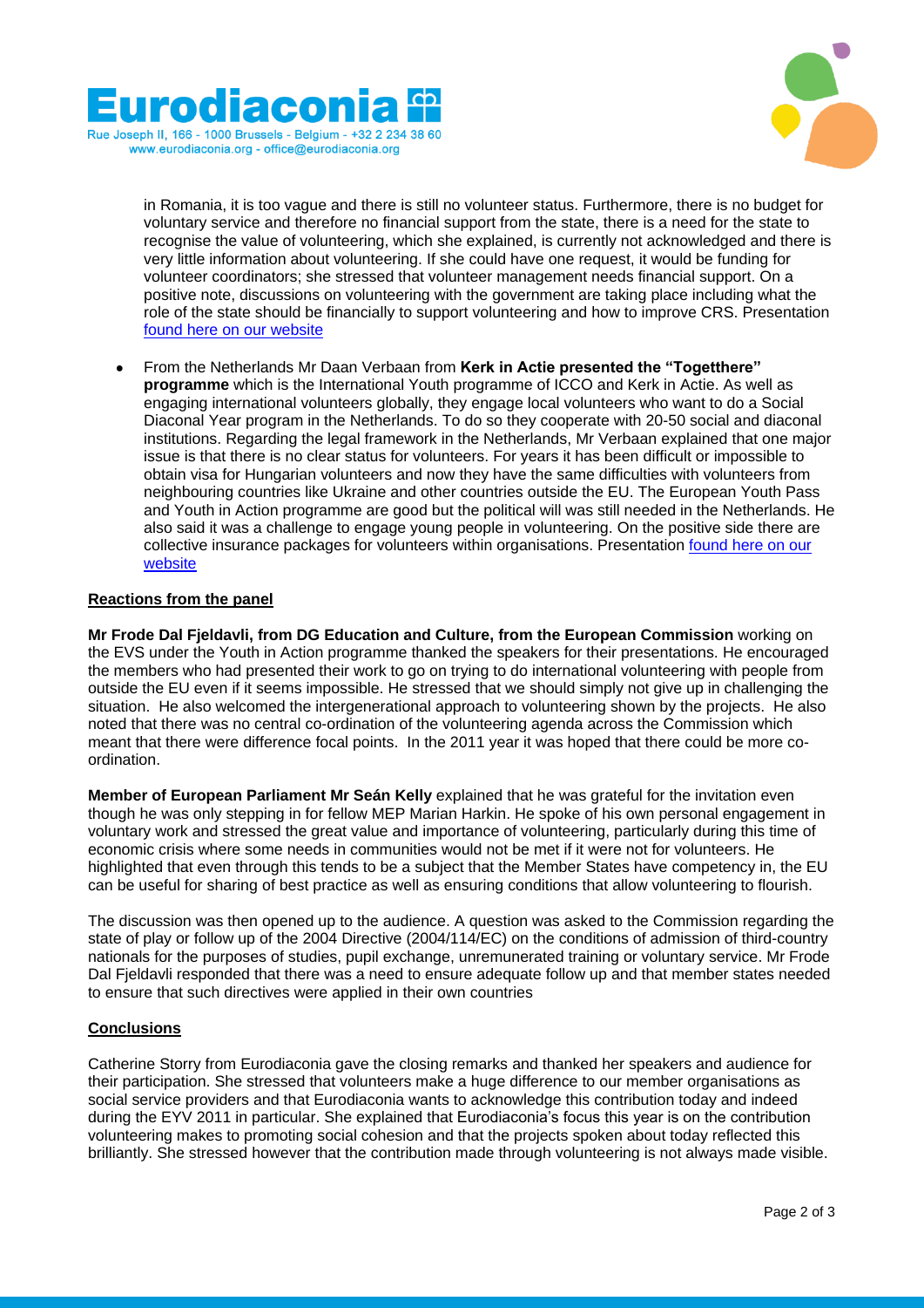in Romania, it is too vague and there is still no volunteer status. Furthermore, there is no budget for voluntary service and therefore no financial support from the state, there is a need for the state to recognise the value of volunteering, which she explained, is currently not acknowledged and there is very little information about volunteering. If she could have one request, it would be funding for volunteer coordinators; she stressed that volunteer management needs financial support. On a positive note, discussions on volunteering with the government are taking place including what the role of the state should be financially to support volunteering and how to improve CRS. Presentation [found here on our website]

- From the Netherlands Mr Daan Verbaan from **Kerk in Actie presented the "Togetthere" programme** which is the International Youth programme of ICCO and Kerk in Actie. As well as engaging international volunteers globally, they engage local volunteers who want to do a Social Diaconal Year program in the Netherlands. To do so they cooperate with 20-50 social and diaconal institutions. Regarding the legal framework in the Netherlands, Mr Verbaan explained that one major issue is that there is no clear status for volunteers. For years it has been difficult or impossible to obtain visa for Hungarian volunteers and now they have the same difficulties with volunteers from neighbouring countries like Ukraine and other countries outside the EU. The European Youth Pass and Youth in Action programme are good but the political will was still needed in the Netherlands. He also said it was a challenge to engage young people in volunteering. On the positive side there are collective insurance packages for volunteers within organisations. Presentation [found here on our website]

## Reactions from the panel

**Mr Frode Dal Fjeldavli, from DG Education and Culture, from the European Commission** working on the EVS under the Youth in Action programme thanked the speakers for their presentations. He encouraged the members who had presented their work to go on trying to do international volunteering with people from outside the EU even if it seems impossible. He stressed that we should simply not give up in challenging the situation. He also welcomed the intergenerational approach to volunteering shown by the projects. He also noted that there was no central co-ordination of the volunteering agenda across the Commission which meant that there were difference focal points. In the 2011 year it was hoped that there could be more co-ordination.

**Member of European Parliament Mr Seán Kelly** explained that he was grateful for the invitation even though he was only stepping in for fellow MEP Marian Harkin. He spoke of his own personal engagement in voluntary work and stressed the great value and importance of volunteering, particularly during this time of economic crisis where some needs in communities would not be met if it were not for volunteers. He highlighted that even through this tends to be a subject that the Member States have competency in, the EU can be useful for sharing of best practice as well as ensuring conditions that allow volunteering to flourish.

The discussion was then opened up to the audience. A question was asked to the Commission regarding the state of play or follow up of the 2004 Directive (2004/114/EC) on the conditions of admission of third-country nationals for the purposes of studies, pupil exchange, unremunerated training or voluntary service. Mr Frode Dal Fjeldavli responded that there was a need to ensure adequate follow up and that member states needed to ensure that such directives were applied in their own countries

## Conclusions

Catherine Storry from Eurodiaconia gave the closing remarks and thanked her speakers and audience for their participation. She stressed that volunteers make a huge difference to our member organisations as social service providers and that Eurodiaconia wants to acknowledge this contribution today and indeed during the EYV 2011 in particular. She explained that Eurodiaconia's focus this year is on the contribution volunteering makes to promoting social cohesion and that the projects spoken about today reflected this brilliantly. She stressed however that the contribution made through volunteering is not always made visible.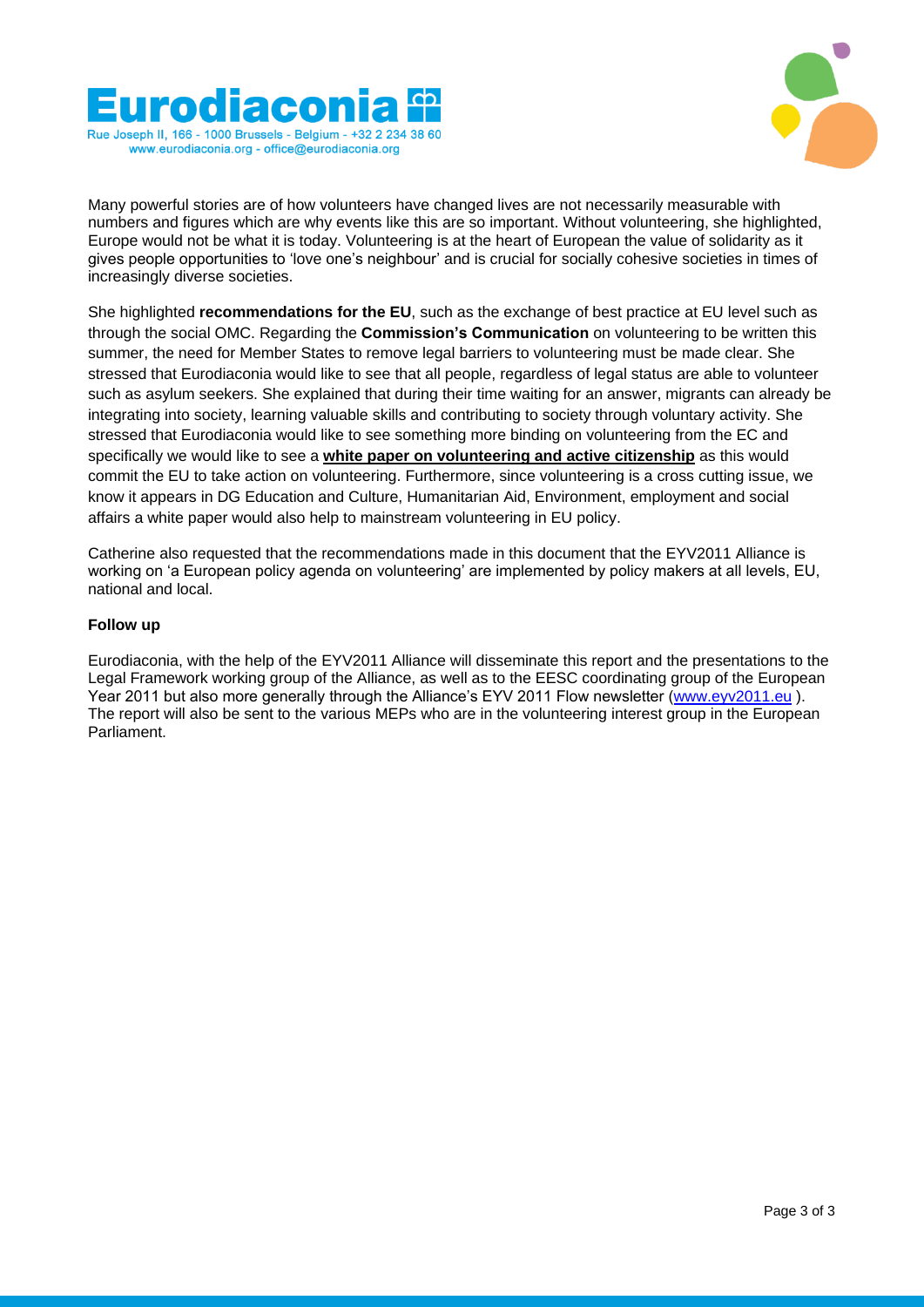Many powerful stories are of how volunteers have changed lives are not necessarily measurable with numbers and figures which are why events like this are so important. Without volunteering, she highlighted, Europe would not be what it is today. Volunteering is at the heart of European the value of solidarity as it gives people opportunities to 'love one's neighbour' and is crucial for socially cohesive societies in times of increasingly diverse societies.

She highlighted **recommendations for the EU**, such as the exchange of best practice at EU level such as through the social OMC. Regarding the **Commission's Communication** on volunteering to be written this summer, the need for Member States to remove legal barriers to volunteering must be made clear. She stressed that Eurodiaconia would like to see that all people, regardless of legal status are able to volunteer such as asylum seekers. She explained that during their time waiting for an answer, migrants can already be integrating into society, learning valuable skills and contributing to society through voluntary activity. She stressed that Eurodiaconia would like to see something more binding on volunteering from the EC and specifically we would like to see a **white paper on volunteering and active citizenship** as this would commit the EU to take action on volunteering. Furthermore, since volunteering is a cross cutting issue, we know it appears in DG Education and Culture, Humanitarian Aid, Environment, employment and social affairs a white paper would also help to mainstream volunteering in EU policy.

Catherine also requested that the recommendations made in this document that the EYV2011 Alliance is working on 'a European policy agenda on volunteering' are implemented by policy makers at all levels, EU, national and local.

**Follow up**

Eurodiaconia, with the help of the EYV2011 Alliance will disseminate this report and the presentations to the Legal Framework working group of the Alliance, as well as to the EESC coordinating group of the European Year 2011 but also more generally through the Alliance's EYV 2011 Flow newsletter (www.eyv2011.eu ). The report will also be sent to the various MEPs who are in the volunteering interest group in the European Parliament.